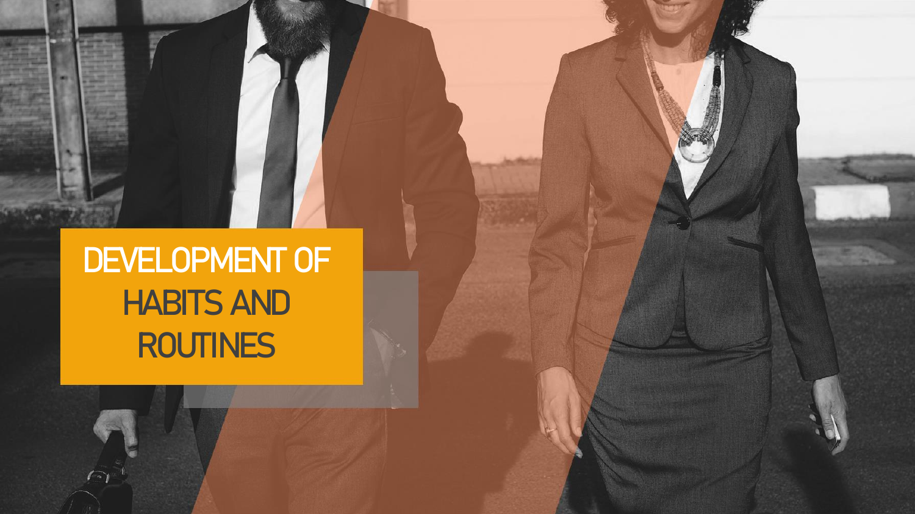# DEVELOPMENT OF HABITS AND ROUTINES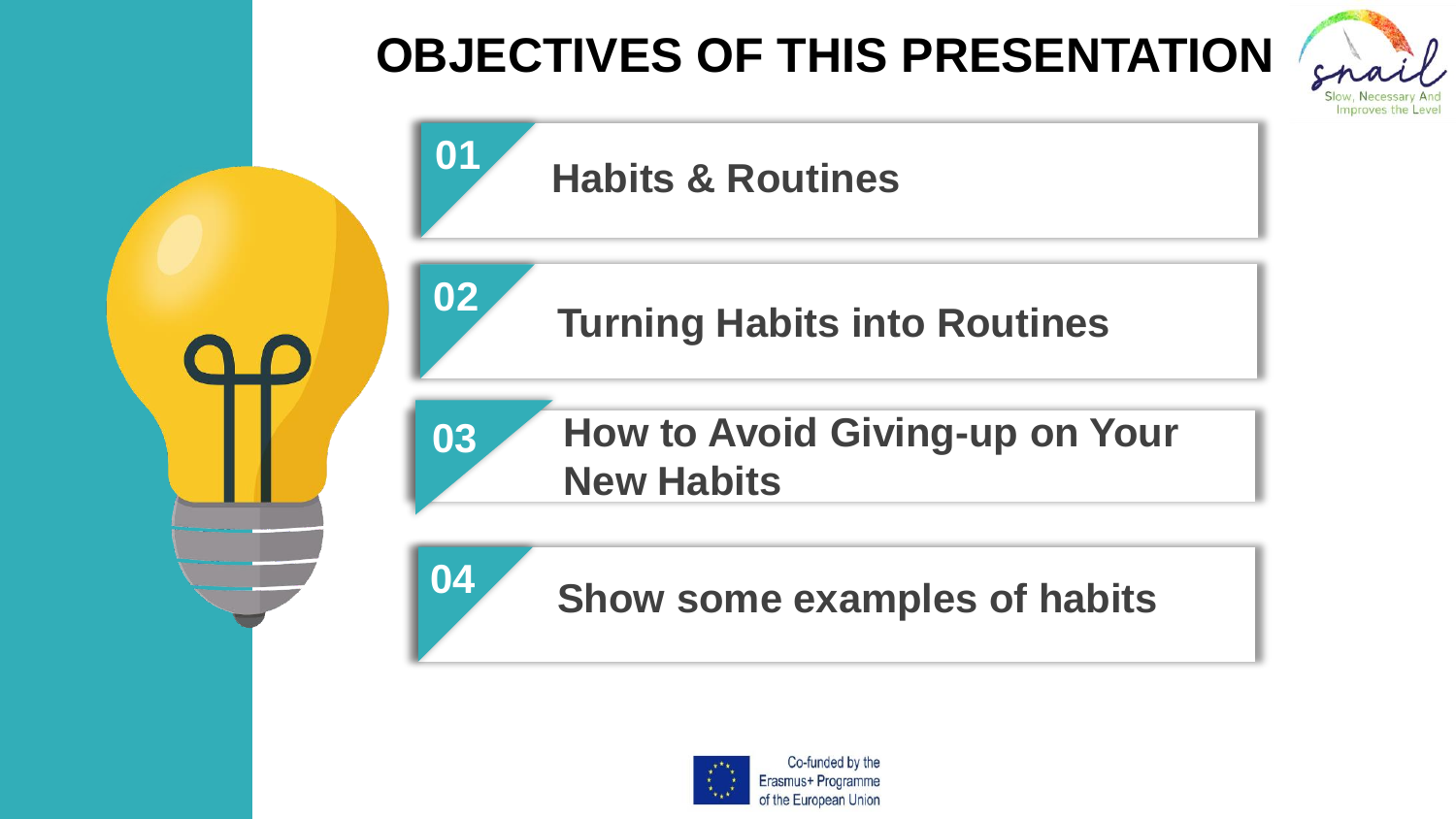# OBJECTIVES OF THIS PRESENTATION

01 **Habits & Routines**

02 **Turning Habits into Routines**

03 **How to Avoid Giving-up on Your New Habits**

04 **Show some examples of habits**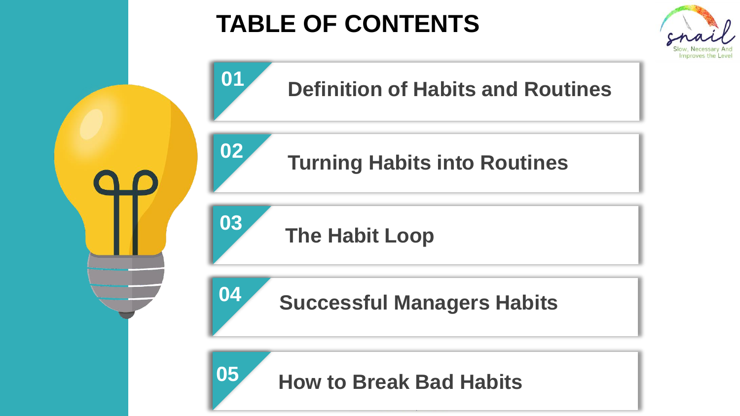# TABLE OF CONTENTS

01 Definition of Habits and Routines

02 Turning Habits into Routines

03 The Habit Loop

04 Successful Managers Habits

05 How to Break Bad Habits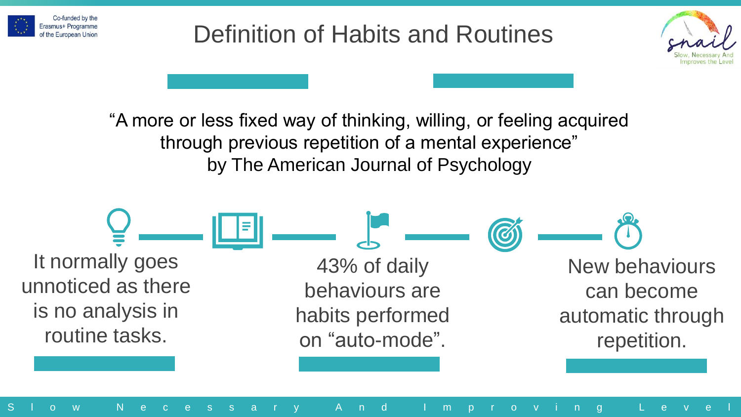# Definition of Habits and Routines

"A more or less fixed way of thinking, willing, or feeling acquired through previous repetition of a mental experience"
by The American Journal of Psychology

It normally goes unnoticed as there is no analysis in routine tasks.

43% of daily behaviours are habits performed on "auto-mode".

New behaviours can become automatic through repetition.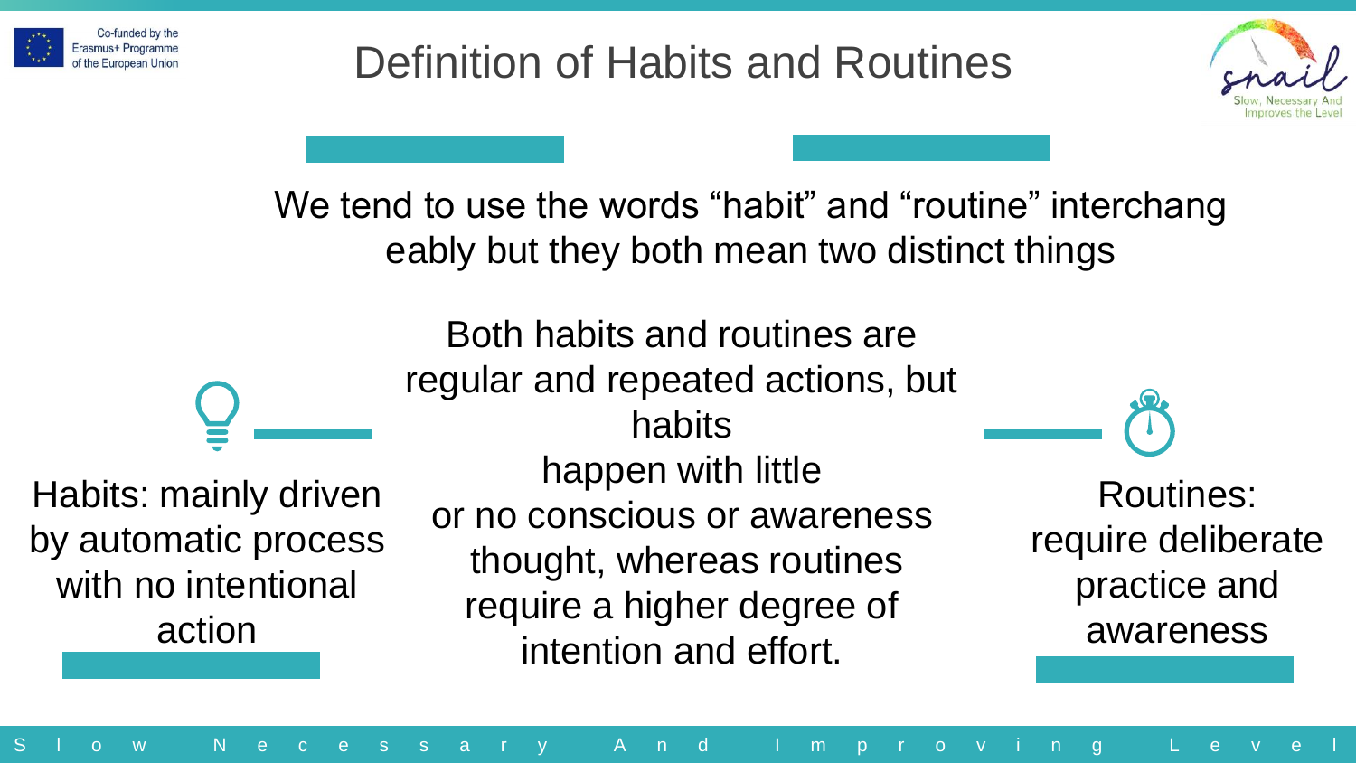# Definition of Habits and Routines

We tend to use the words “habit” and “routine” interchangeably but they both mean two distinct things

Habits: mainly driven by automatic process with no intentional action

Both habits and routines are regular and repeated actions, but habits happen with little or no conscious or awareness thought, whereas routines require a higher degree of intention and effort.

Routines: require deliberate practice and awareness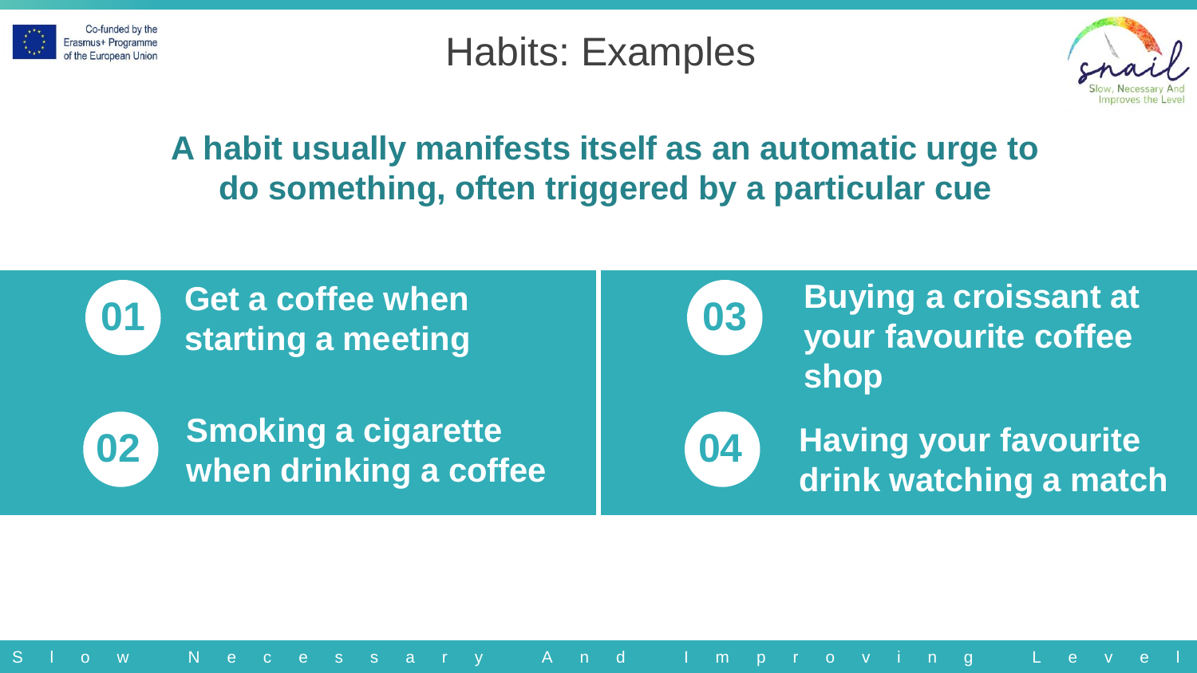# Habits: Examples

**A habit usually manifests itself as an automatic urge to do something, often triggered by a particular cue**

01 **Get a coffee when starting a meeting**

02 **Smoking a cigarette when drinking a coffee**

03 **Buying a croissant at your favourite coffee shop**

04 **Having your favourite drink watching a match**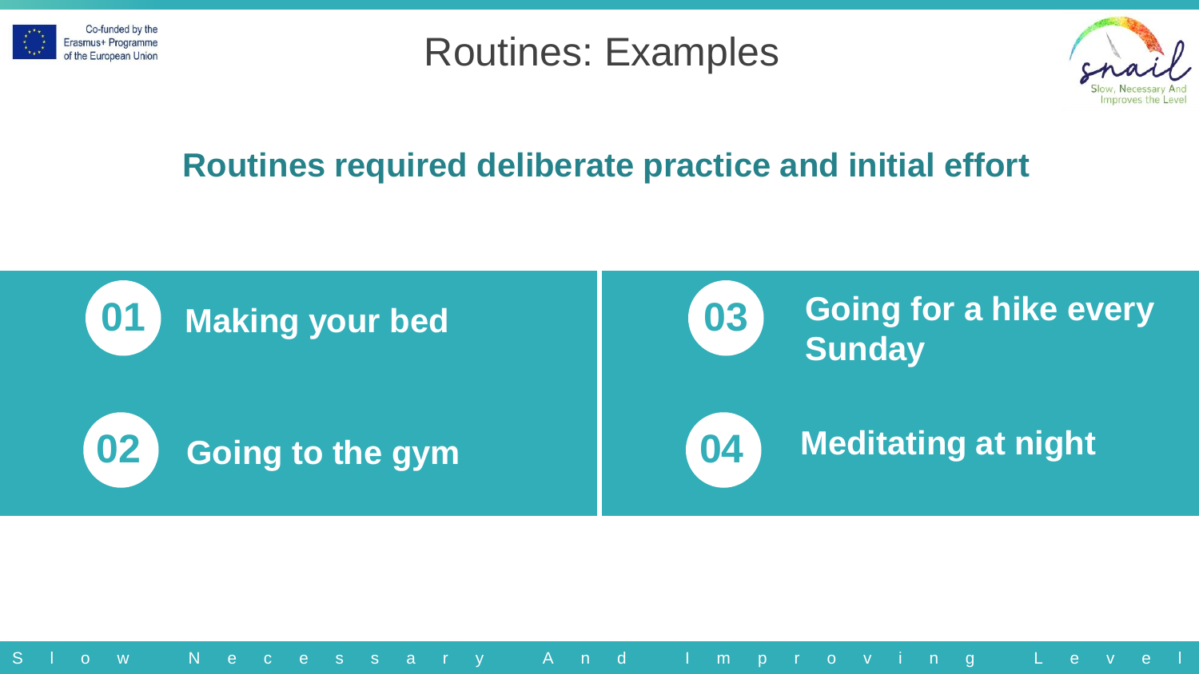# Routines: Examples

## Routines required deliberate practice and initial effort

01 **Making your bed**

02 **Going to the gym**

03 **Going for a hike every Sunday**

04 **Meditating at night**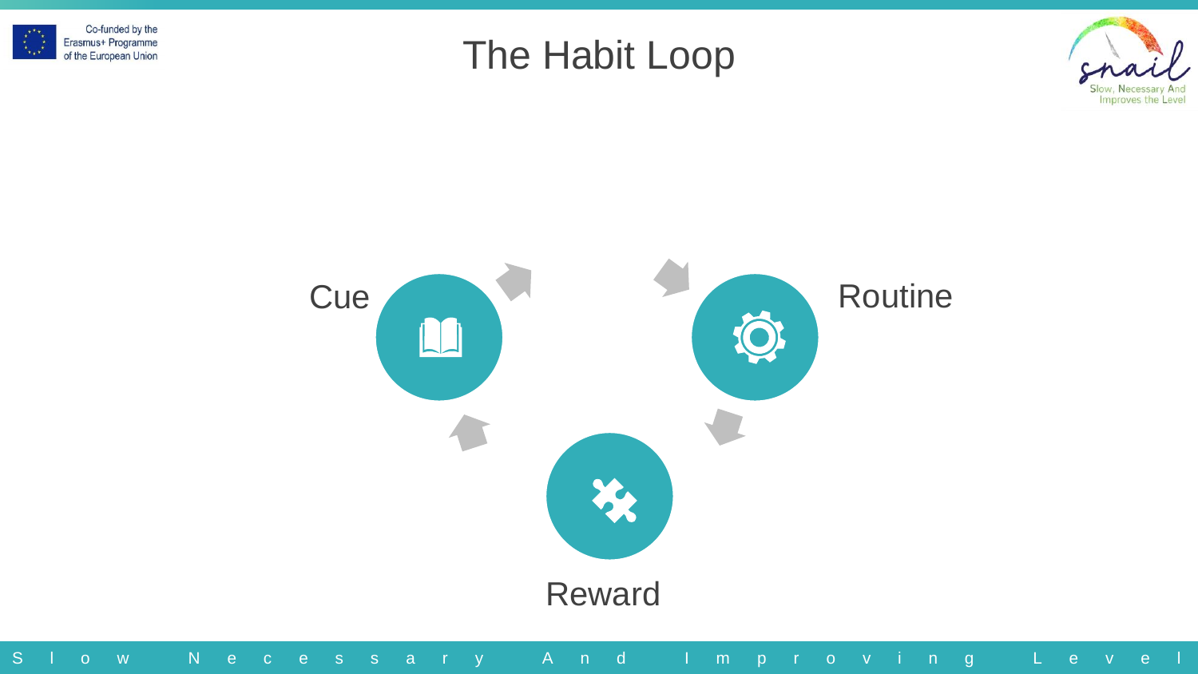# The Habit Loop

Cue

Routine

Reward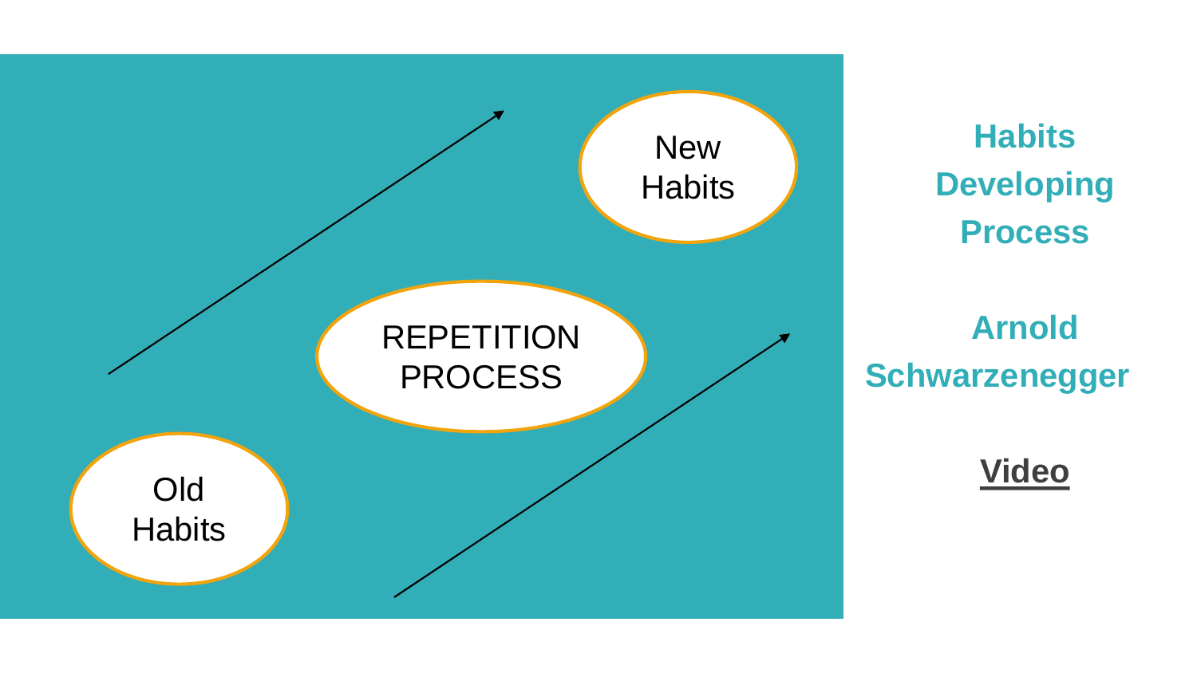Old Habits

REPETITION PROCESS

New Habits

**Habits Developing Process**

**Arnold Schwarzenegger**

**Video**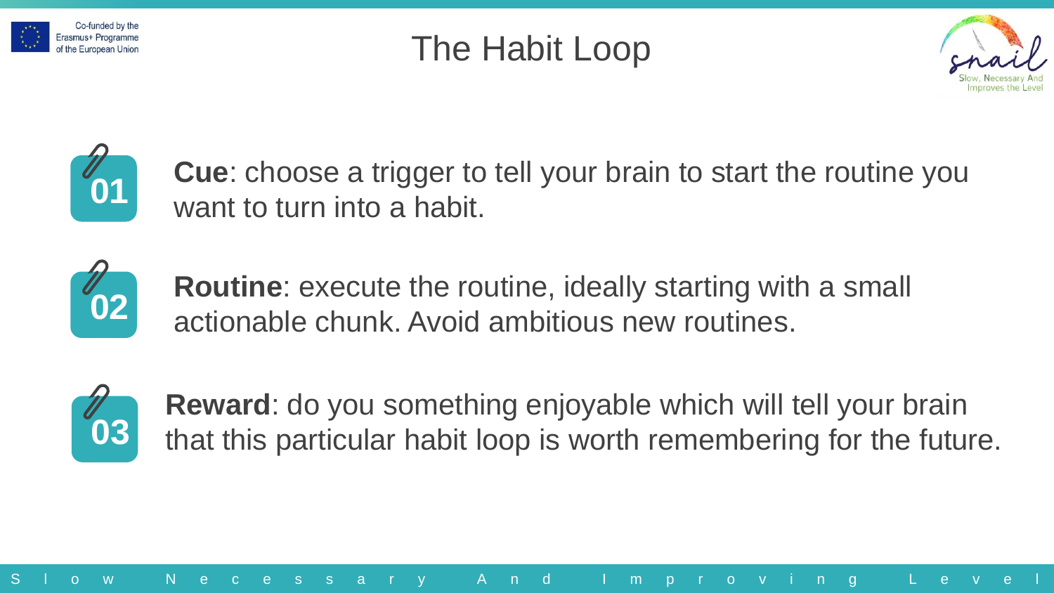# The Habit Loop

01 **Cue**: choose a trigger to tell your brain to start the routine you want to turn into a habit.

02 **Routine**: execute the routine, ideally starting with a small actionable chunk. Avoid ambitious new routines.

03 **Reward**: do you something enjoyable which will tell your brain that this particular habit loop is worth remembering for the future.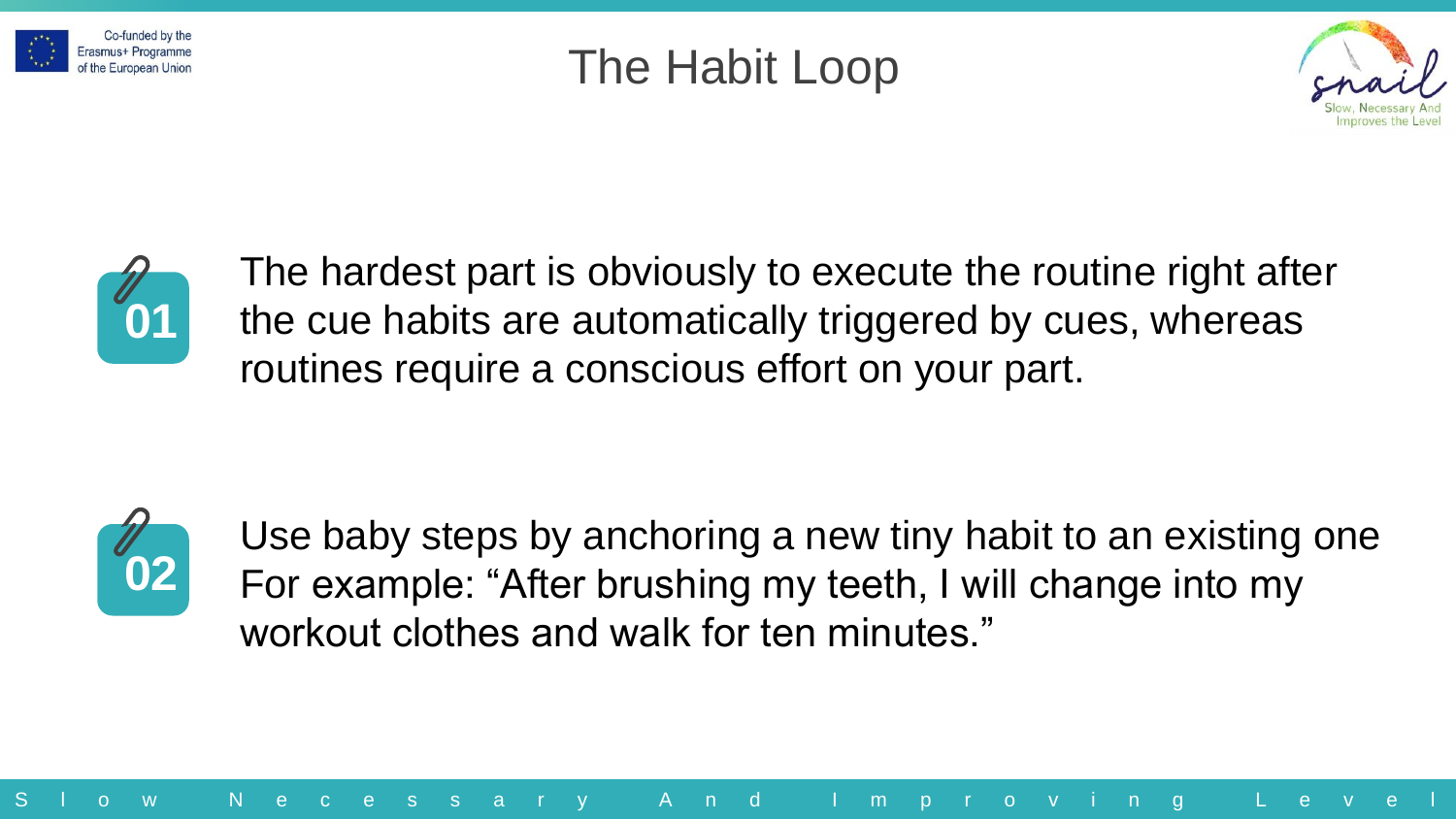# The Habit Loop

01 The hardest part is obviously to execute the routine right after the cue habits are automatically triggered by cues, whereas routines require a conscious effort on your part.

02 Use baby steps by anchoring a new tiny habit to an existing one For example: “After brushing my teeth, I will change into my workout clothes and walk for ten minutes.”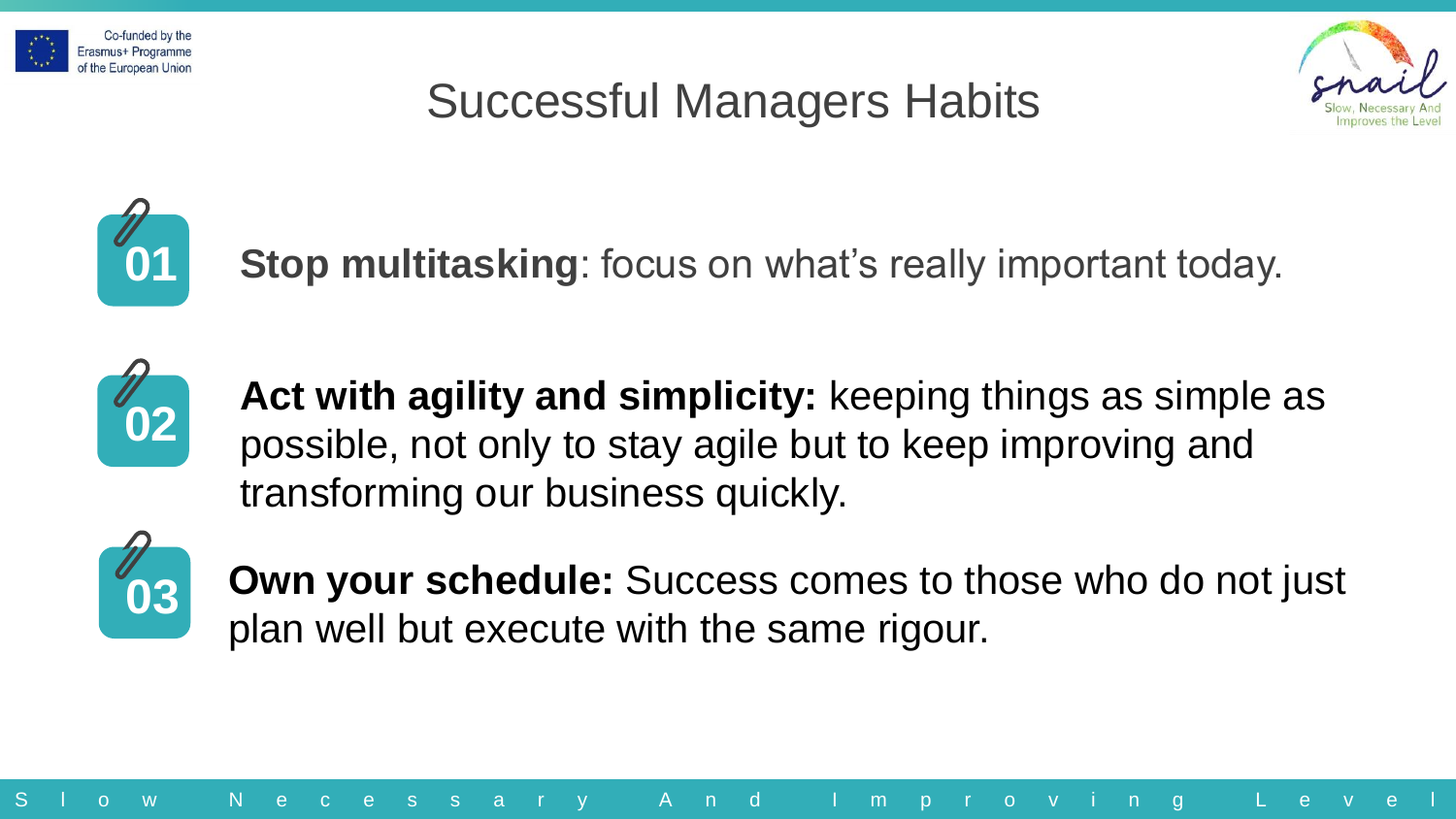# Successful Managers Habits

01 **Stop multitasking**: focus on what's really important today.

02 **Act with agility and simplicity:** keeping things as simple as possible, not only to stay agile but to keep improving and transforming our business quickly.

03 **Own your schedule:** Success comes to those who do not just plan well but execute with the same rigour.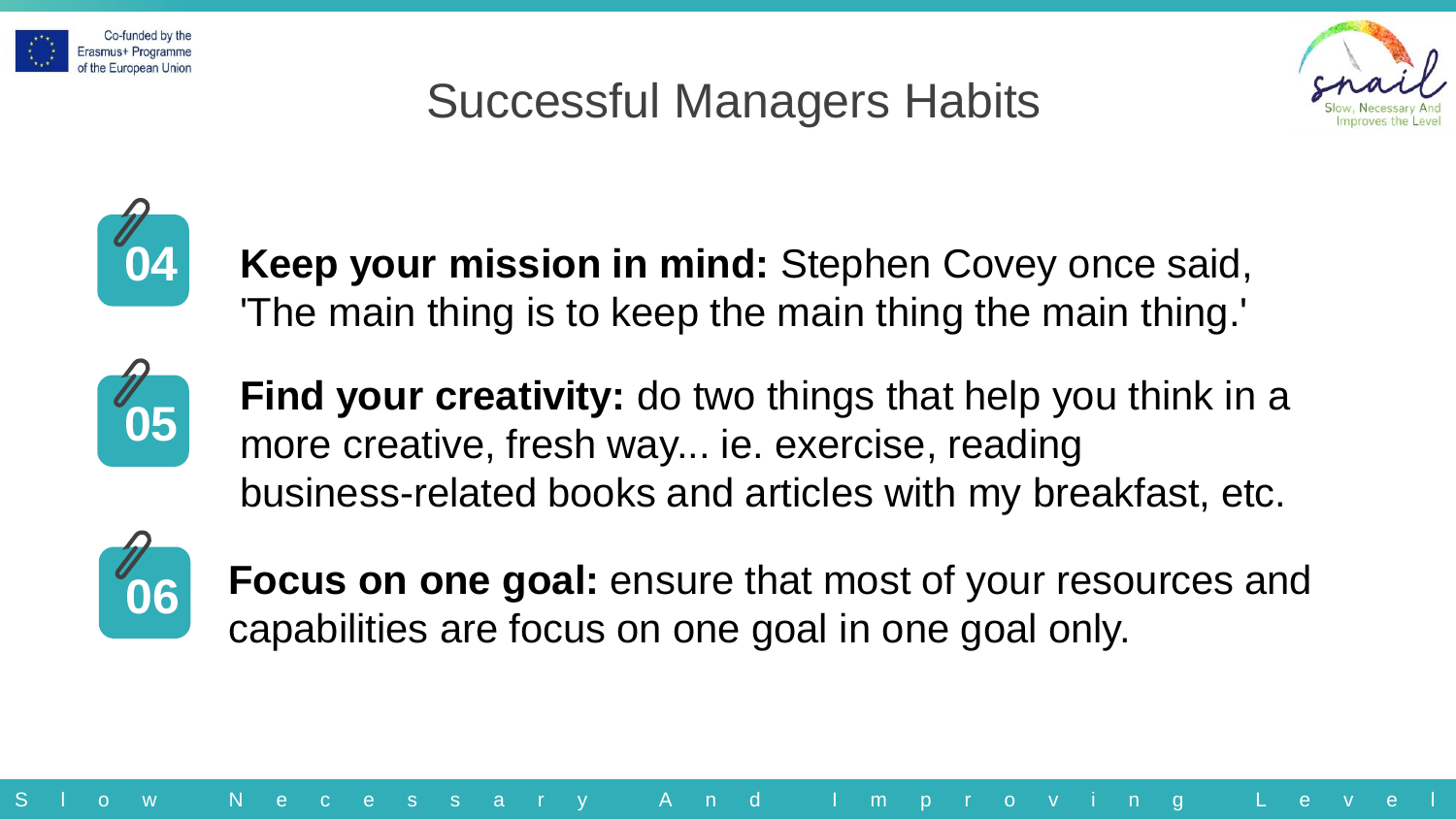# Successful Managers Habits

04 **Keep your mission in mind:** Stephen Covey once said, 'The main thing is to keep the main thing the main thing.'

05 **Find your creativity:** do two things that help you think in a more creative, fresh way... ie. exercise, reading business-related books and articles with my breakfast, etc.

06 **Focus on one goal:** ensure that most of your resources and capabilities are focus on one goal in one goal only.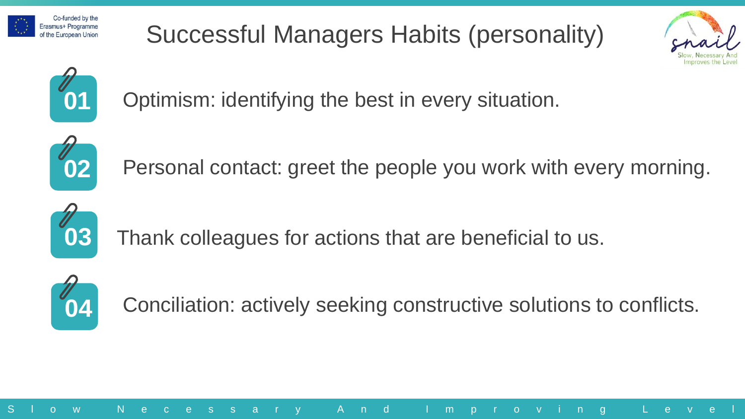# Successful Managers Habits (personality)

**01** Optimism: identifying the best in every situation.

**02** Personal contact: greet the people you work with every morning.

**03** Thank colleagues for actions that are beneficial to us.

**04** Conciliation: actively seeking constructive solutions to conflicts.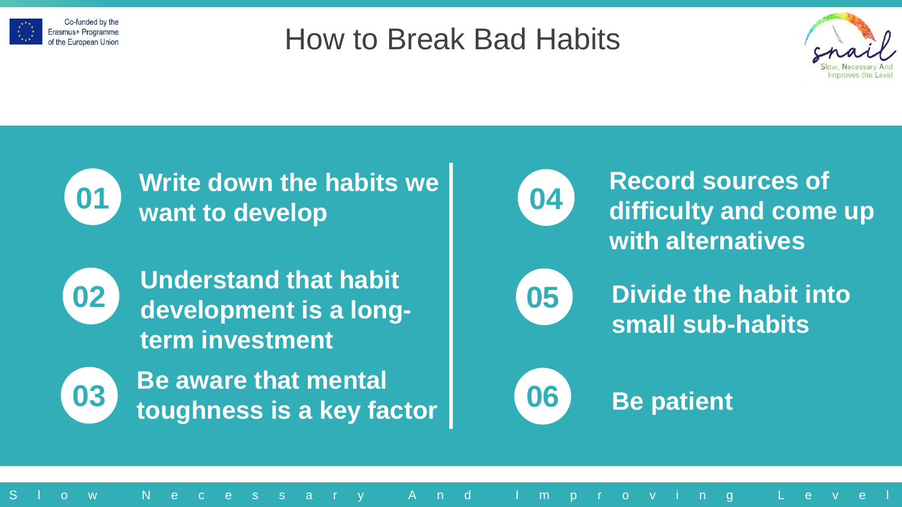# How to Break Bad Habits

01 **Write down the habits we want to develop**

02 **Understand that habit development is a long-term investment**

03 **Be aware that mental toughness is a key factor**

04 **Record sources of difficulty and come up with alternatives**

05 **Divide the habit into small sub-habits**

06 **Be patient**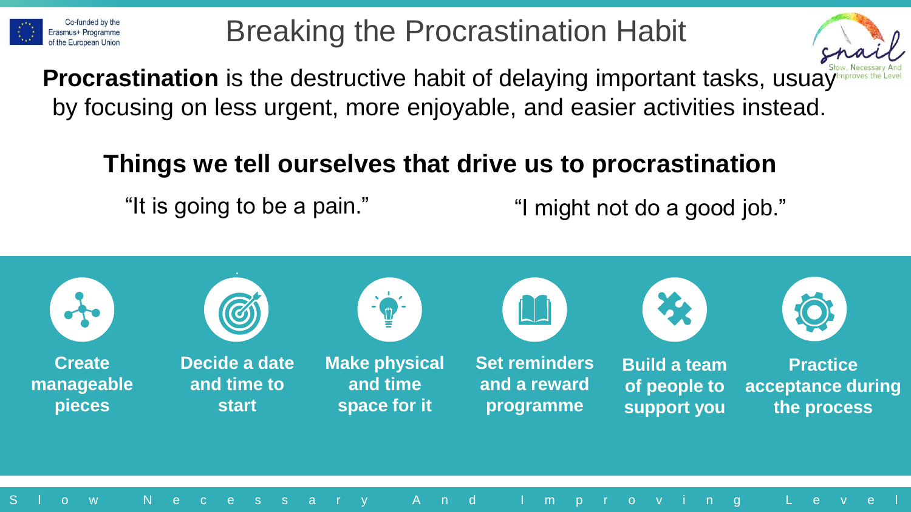# Breaking the Procrastination Habit

**Procrastination** is the destructive habit of delaying important tasks, usuay by focusing on less urgent, more enjoyable, and easier activities instead.

## Things we tell ourselves that drive us to procrastination

"It is going to be a pain."

"I might not do a good job."

- **Create manageable pieces**
- **Decide a date and time to start**
- **Make physical and time space for it**
- **Set reminders and a reward programme**
- **Build a team of people to support you**
- **Practice acceptance during the process**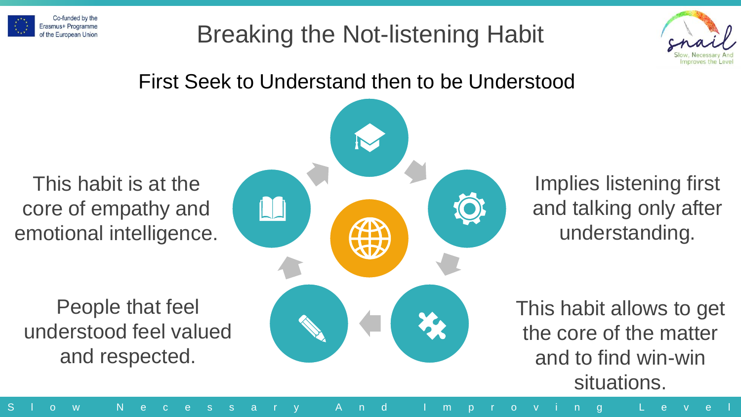# Breaking the Not-listening Habit

## First Seek to Understand then to be Understood

This habit is at the core of empathy and emotional intelligence.

Implies listening first and talking only after understanding.

People that feel understood feel valued and respected.

This habit allows to get the core of the matter and to find win-win situations.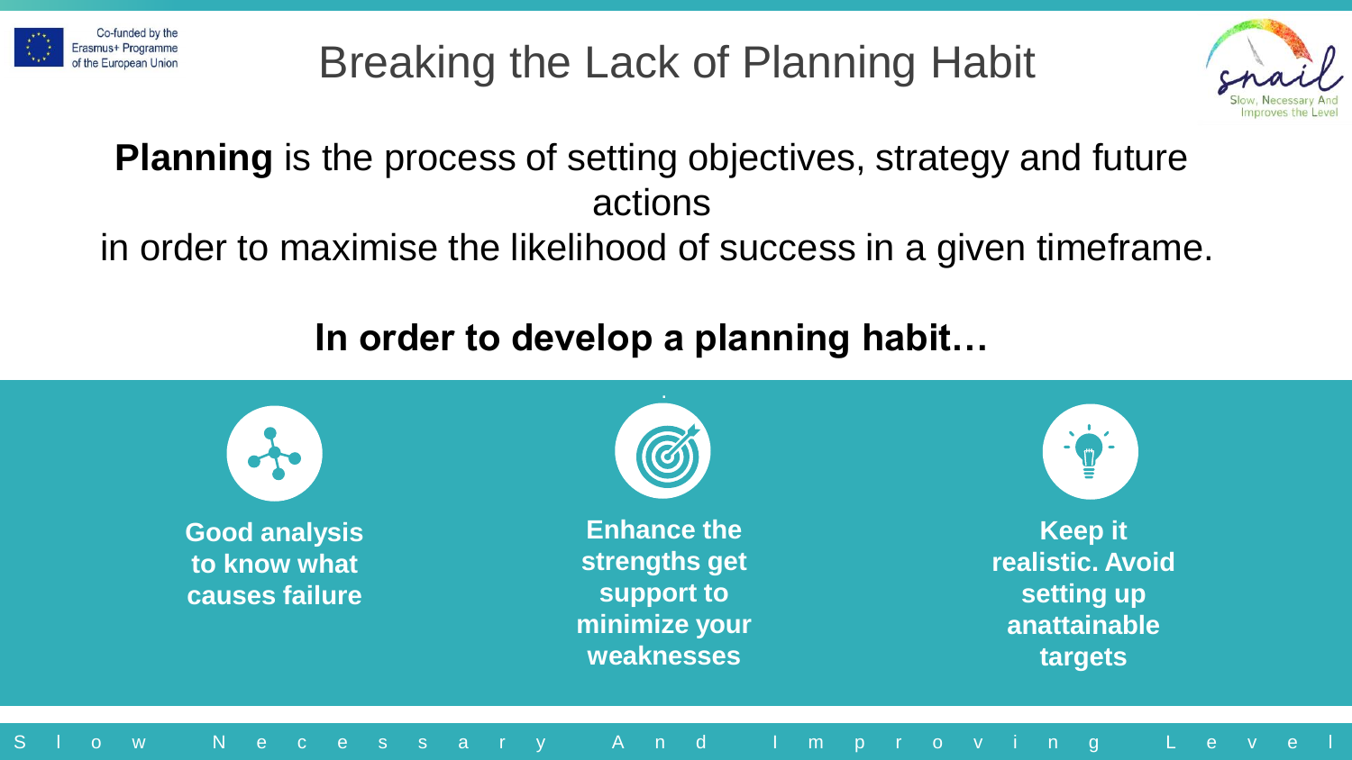# Breaking the Lack of Planning Habit

**Planning** is the process of setting objectives, strategy and future actions
in order to maximise the likelihood of success in a given timeframe.

**In order to develop a planning habit…**

- **Good analysis to know what causes failure**
- **Enhance the strengths get support to minimize your weaknesses**
- **Keep it realistic. Avoid setting up anattainable targets**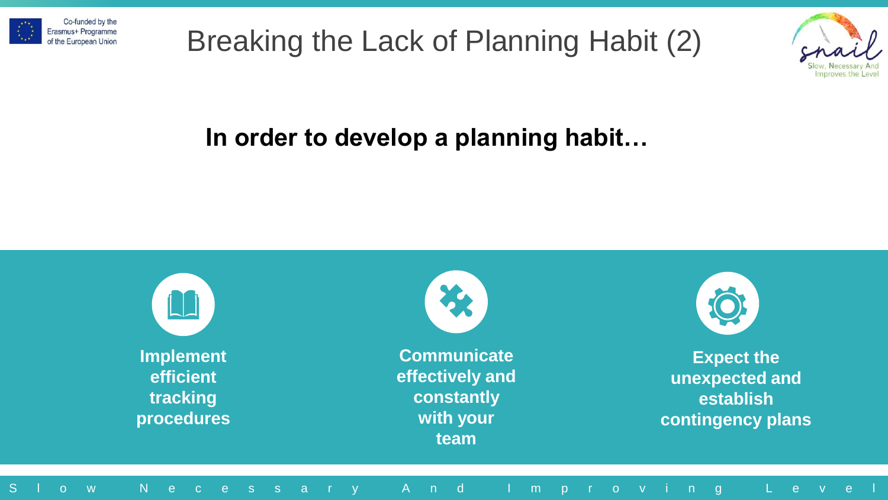# Breaking the Lack of Planning Habit (2)

**In order to develop a planning habit…**

- **Implement efficient tracking procedures**
- **Communicate effectively and constantly with your team**
- **Expect the unexpected and establish contingency plans**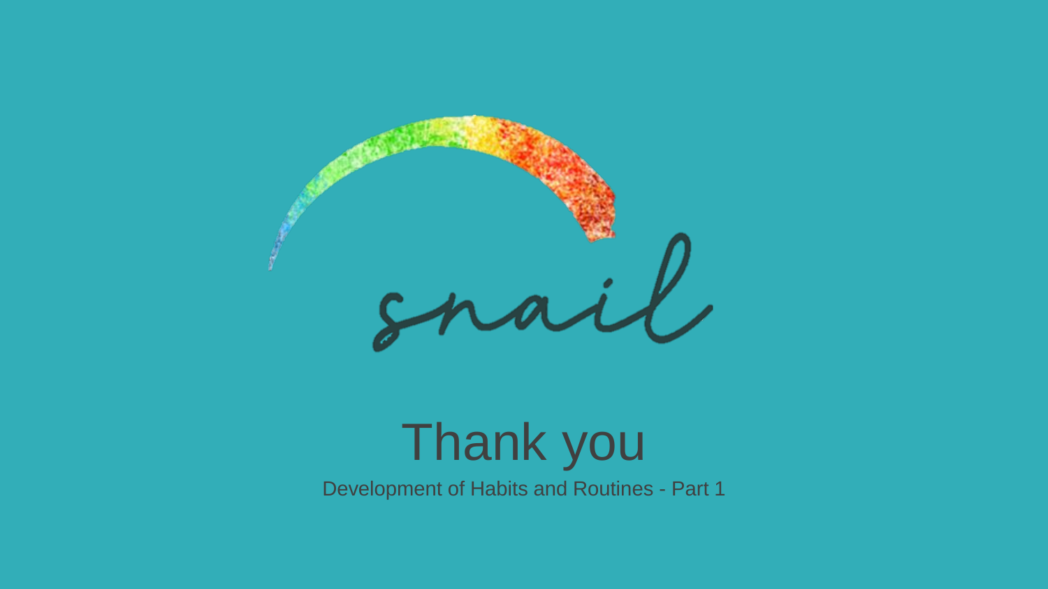snail

# Thank you

Development of Habits and Routines - Part 1